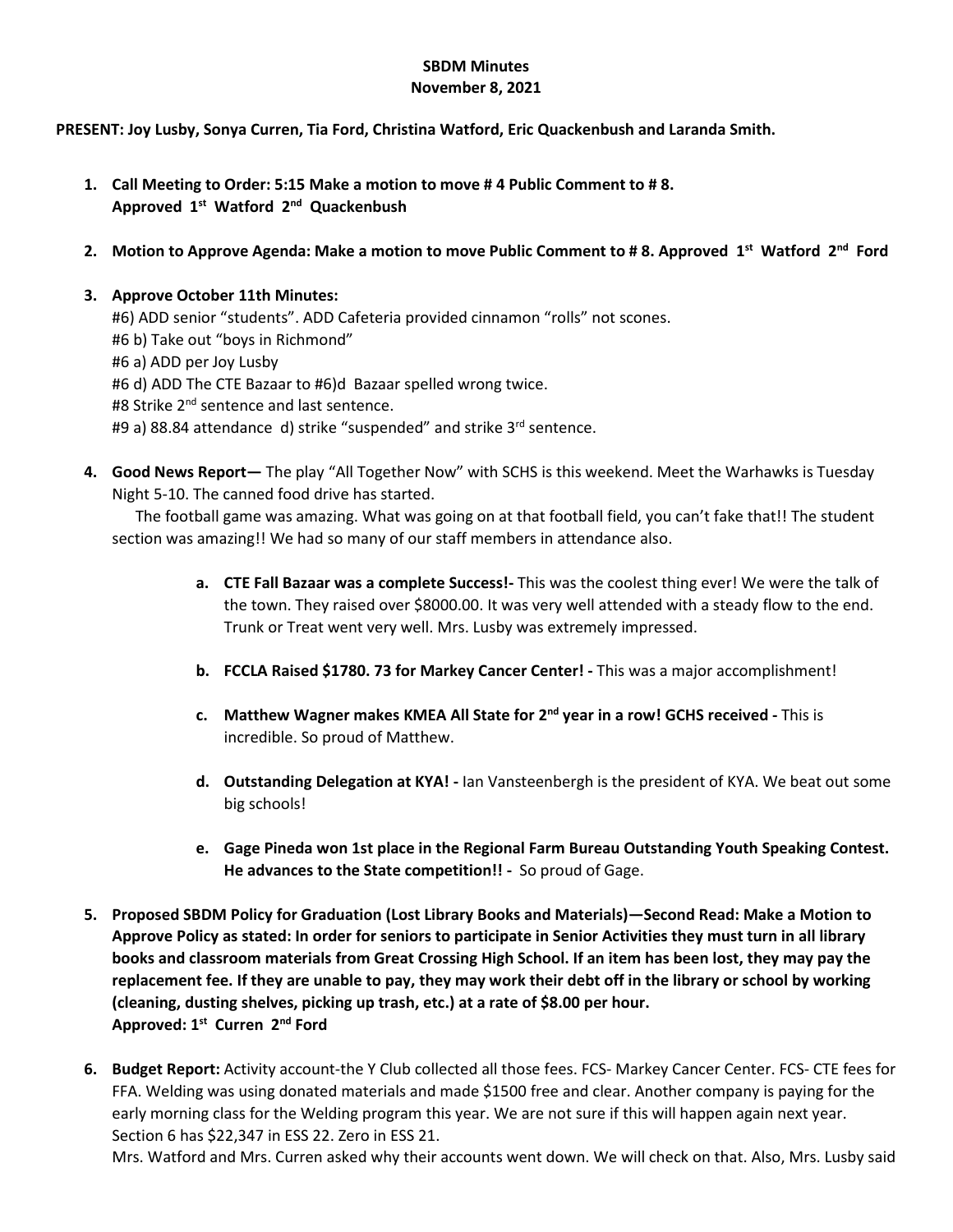**SBDM Minutes**
**November 8, 2021**

**PRESENT: Joy Lusby, Sonya Curren, Tia Ford, Christina Watford, Eric Quackenbush and Laranda Smith.**

1. **Call Meeting to Order: 5:15 Make a motion to move # 4 Public Comment to # 8.**
   **Approved 1st Watford 2nd Quackenbush**

2. **Motion to Approve Agenda: Make a motion to move Public Comment to # 8. Approved 1st Watford 2nd Ford**

3. **Approve October 11th Minutes:**
   #6) ADD senior "students". ADD Cafeteria provided cinnamon "rolls" not scones.
   #6 b) Take out "boys in Richmond"
   #6 a) ADD per Joy Lusby
   #6 d) ADD The CTE Bazaar to #6)d Bazaar spelled wrong twice.
   #8 Strike 2nd sentence and last sentence.
   #9 a) 88.84 attendance d) strike "suspended" and strike 3rd sentence.

4. **Good News Report—** The play "All Together Now" with SCHS is this weekend. Meet the Warhawks is Tuesday Night 5-10. The canned food drive has started.
   The football game was amazing. What was going on at that football field, you can't fake that!! The student section was amazing!! We had so many of our staff members in attendance also.

   a. **CTE Fall Bazaar was a complete Success!-** This was the coolest thing ever! We were the talk of the town. They raised over $8000.00. It was very well attended with a steady flow to the end. Trunk or Treat went very well. Mrs. Lusby was extremely impressed.

   b. **FCCLA Raised $1780. 73 for Markey Cancer Center! -** This was a major accomplishment!

   c. **Matthew Wagner makes KMEA All State for 2nd year in a row! GCHS received -** This is incredible. So proud of Matthew.

   d. **Outstanding Delegation at KYA! -** Ian Vansteenbergh is the president of KYA. We beat out some big schools!

   e. **Gage Pineda won 1st place in the Regional Farm Bureau Outstanding Youth Speaking Contest. He advances to the State competition!! -** So proud of Gage.

5. **Proposed SBDM Policy for Graduation (Lost Library Books and Materials)—Second Read: Make a Motion to Approve Policy as stated: In order for seniors to participate in Senior Activities they must turn in all library books and classroom materials from Great Crossing High School. If an item has been lost, they may pay the replacement fee. If they are unable to pay, they may work their debt off in the library or school by working (cleaning, dusting shelves, picking up trash, etc.) at a rate of $8.00 per hour.**
   **Approved: 1st Curren 2nd Ford**

6. **Budget Report:** Activity account-the Y Club collected all those fees. FCS- Markey Cancer Center. FCS- CTE fees for FFA. Welding was using donated materials and made $1500 free and clear. Another company is paying for the early morning class for the Welding program this year. We are not sure if this will happen again next year. Section 6 has $22,347 in ESS 22. Zero in ESS 21.
   Mrs. Watford and Mrs. Curren asked why their accounts went down. We will check on that. Also, Mrs. Lusby said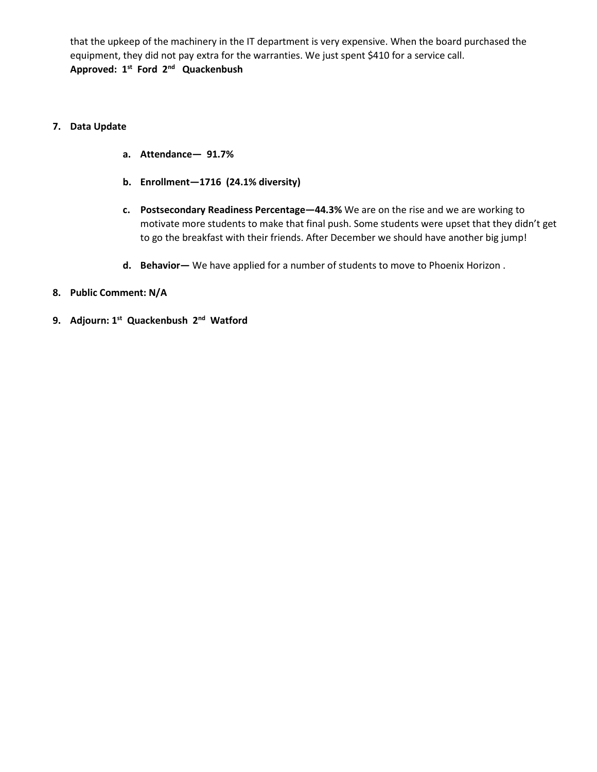that the upkeep of the machinery in the IT department is very expensive. When the board purchased the equipment, they did not pay extra for the warranties. We just spent $410 for a service call.
**Approved: 1st Ford 2nd Quackenbush**

7. **Data Update**

   a. **Attendance— 91.7%**

   b. **Enrollment—1716 (24.1% diversity)**

   c. **Postsecondary Readiness Percentage—44.3%** We are on the rise and we are working to motivate more students to make that final push. Some students were upset that they didn't get to go the breakfast with their friends. After December we should have another big jump!

   d. **Behavior—** We have applied for a number of students to move to Phoenix Horizon .

8. **Public Comment: N/A**

9. **Adjourn: 1st Quackenbush 2nd Watford**